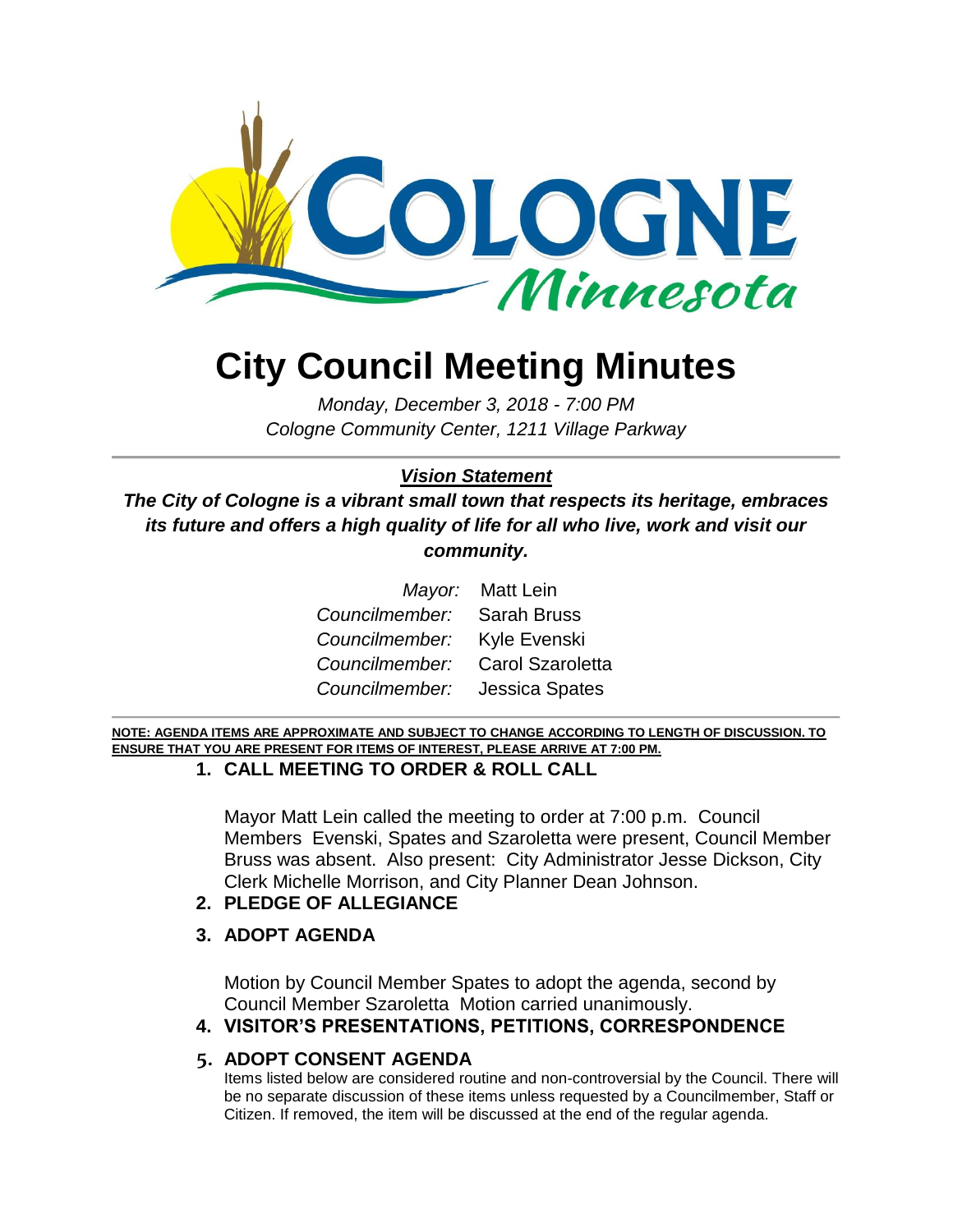# City Council Meeting Minutes

*Monday, December 3, 2018 - 7:00 PM*
*Cologne Community Center, 1211 Village Parkway*

***Vision Statement***

***The City of Cologne is a vibrant small town that respects its heritage, embraces its future and offers a high quality of life for all who live, work and visit our community.***

*Mayor:* Matt Lein
*Councilmember:* Sarah Bruss
*Councilmember:* Kyle Evenski
*Councilmember:* Carol Szaroletta
*Councilmember:* Jessica Spates

**NOTE: AGENDA ITEMS ARE APPROXIMATE AND SUBJECT TO CHANGE ACCORDING TO LENGTH OF DISCUSSION. TO ENSURE THAT YOU ARE PRESENT FOR ITEMS OF INTEREST, PLEASE ARRIVE AT 7:00 PM.**

## 1. CALL MEETING TO ORDER & ROLL CALL

Mayor Matt Lein called the meeting to order at 7:00 p.m. Council Members Evenski, Spates and Szaroletta were present, Council Member Bruss was absent. Also present: City Administrator Jesse Dickson, City Clerk Michelle Morrison, and City Planner Dean Johnson.

## 2. PLEDGE OF ALLEGIANCE

## 3. ADOPT AGENDA

Motion by Council Member Spates to adopt the agenda, second by Council Member Szaroletta Motion carried unanimously.

## 4. VISITOR'S PRESENTATIONS, PETITIONS, CORRESPONDENCE

## 5. ADOPT CONSENT AGENDA

Items listed below are considered routine and non-controversial by the Council. There will be no separate discussion of these items unless requested by a Councilmember, Staff or Citizen. If removed, the item will be discussed at the end of the regular agenda.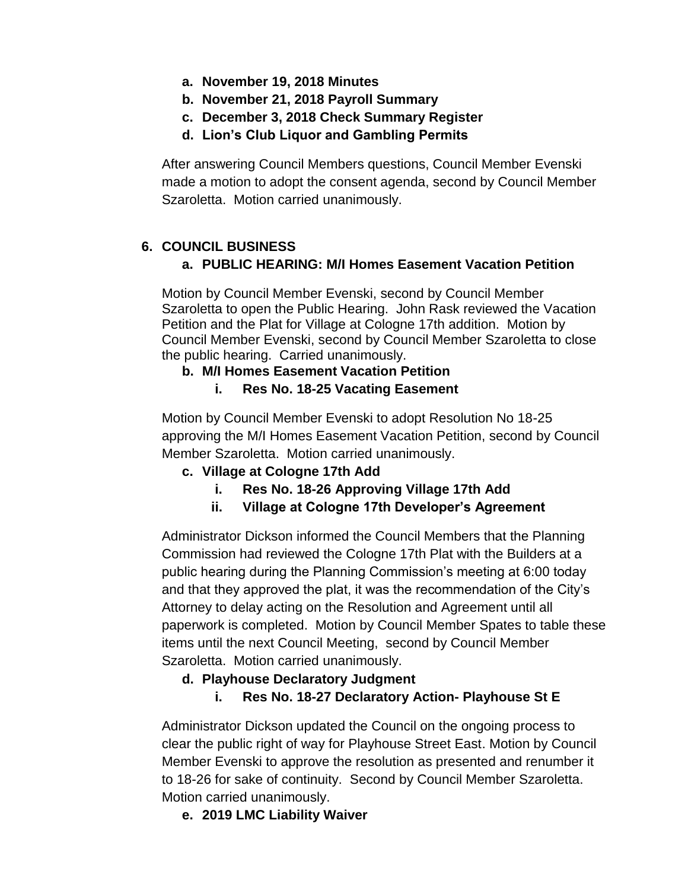- **a. November 19, 2018 Minutes**
- **b. November 21, 2018 Payroll Summary**
- **c. December 3, 2018 Check Summary Register**
- **d. Lion's Club Liquor and Gambling Permits**

After answering Council Members questions, Council Member Evenski made a motion to adopt the consent agenda, second by Council Member Szaroletta. Motion carried unanimously.

## 6. COUNCIL BUSINESS

### a. PUBLIC HEARING: M/I Homes Easement Vacation Petition

Motion by Council Member Evenski, second by Council Member Szaroletta to open the Public Hearing. John Rask reviewed the Vacation Petition and the Plat for Village at Cologne 17th addition. Motion by Council Member Evenski, second by Council Member Szaroletta to close the public hearing. Carried unanimously.

### b. M/I Homes Easement Vacation Petition

- **i. Res No. 18-25 Vacating Easement**

Motion by Council Member Evenski to adopt Resolution No 18-25 approving the M/I Homes Easement Vacation Petition, second by Council Member Szaroletta. Motion carried unanimously.

### c. Village at Cologne 17th Add

- **i. Res No. 18-26 Approving Village 17th Add**
- **ii. Village at Cologne 17th Developer's Agreement**

Administrator Dickson informed the Council Members that the Planning Commission had reviewed the Cologne 17th Plat with the Builders at a public hearing during the Planning Commission's meeting at 6:00 today and that they approved the plat, it was the recommendation of the City's Attorney to delay acting on the Resolution and Agreement until all paperwork is completed. Motion by Council Member Spates to table these items until the next Council Meeting, second by Council Member Szaroletta. Motion carried unanimously.

### d. Playhouse Declaratory Judgment

- **i. Res No. 18-27 Declaratory Action- Playhouse St E**

Administrator Dickson updated the Council on the ongoing process to clear the public right of way for Playhouse Street East. Motion by Council Member Evenski to approve the resolution as presented and renumber it to 18-26 for sake of continuity. Second by Council Member Szaroletta. Motion carried unanimously.

### e. 2019 LMC Liability Waiver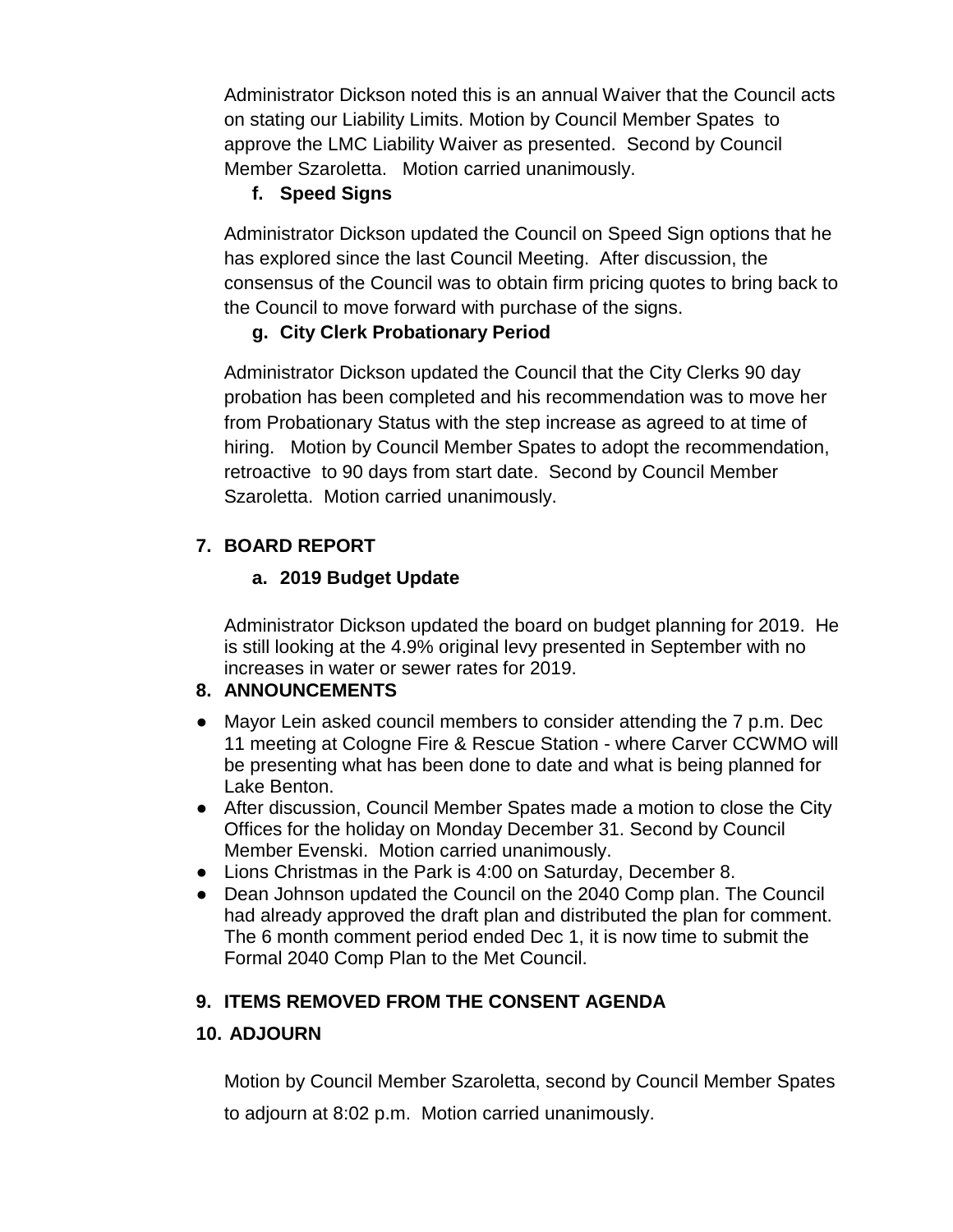Administrator Dickson noted this is an annual Waiver that the Council acts on stating our Liability Limits. Motion by Council Member Spates to approve the LMC Liability Waiver as presented. Second by Council Member Szaroletta. Motion carried unanimously.

**f. Speed Signs**

Administrator Dickson updated the Council on Speed Sign options that he has explored since the last Council Meeting. After discussion, the consensus of the Council was to obtain firm pricing quotes to bring back to the Council to move forward with purchase of the signs.

**g. City Clerk Probationary Period**

Administrator Dickson updated the Council that the City Clerks 90 day probation has been completed and his recommendation was to move her from Probationary Status with the step increase as agreed to at time of hiring. Motion by Council Member Spates to adopt the recommendation, retroactive to 90 days from start date. Second by Council Member Szaroletta. Motion carried unanimously.

## 7. BOARD REPORT

**a. 2019 Budget Update**

Administrator Dickson updated the board on budget planning for 2019. He is still looking at the 4.9% original levy presented in September with no increases in water or sewer rates for 2019.

## 8. ANNOUNCEMENTS

- Mayor Lein asked council members to consider attending the 7 p.m. Dec 11 meeting at Cologne Fire & Rescue Station - where Carver CCWMO will be presenting what has been done to date and what is being planned for Lake Benton.
- After discussion, Council Member Spates made a motion to close the City Offices for the holiday on Monday December 31. Second by Council Member Evenski. Motion carried unanimously.
- Lions Christmas in the Park is 4:00 on Saturday, December 8.
- Dean Johnson updated the Council on the 2040 Comp plan. The Council had already approved the draft plan and distributed the plan for comment. The 6 month comment period ended Dec 1, it is now time to submit the Formal 2040 Comp Plan to the Met Council.

## 9. ITEMS REMOVED FROM THE CONSENT AGENDA

## 10. ADJOURN

Motion by Council Member Szaroletta, second by Council Member Spates to adjourn at 8:02 p.m. Motion carried unanimously.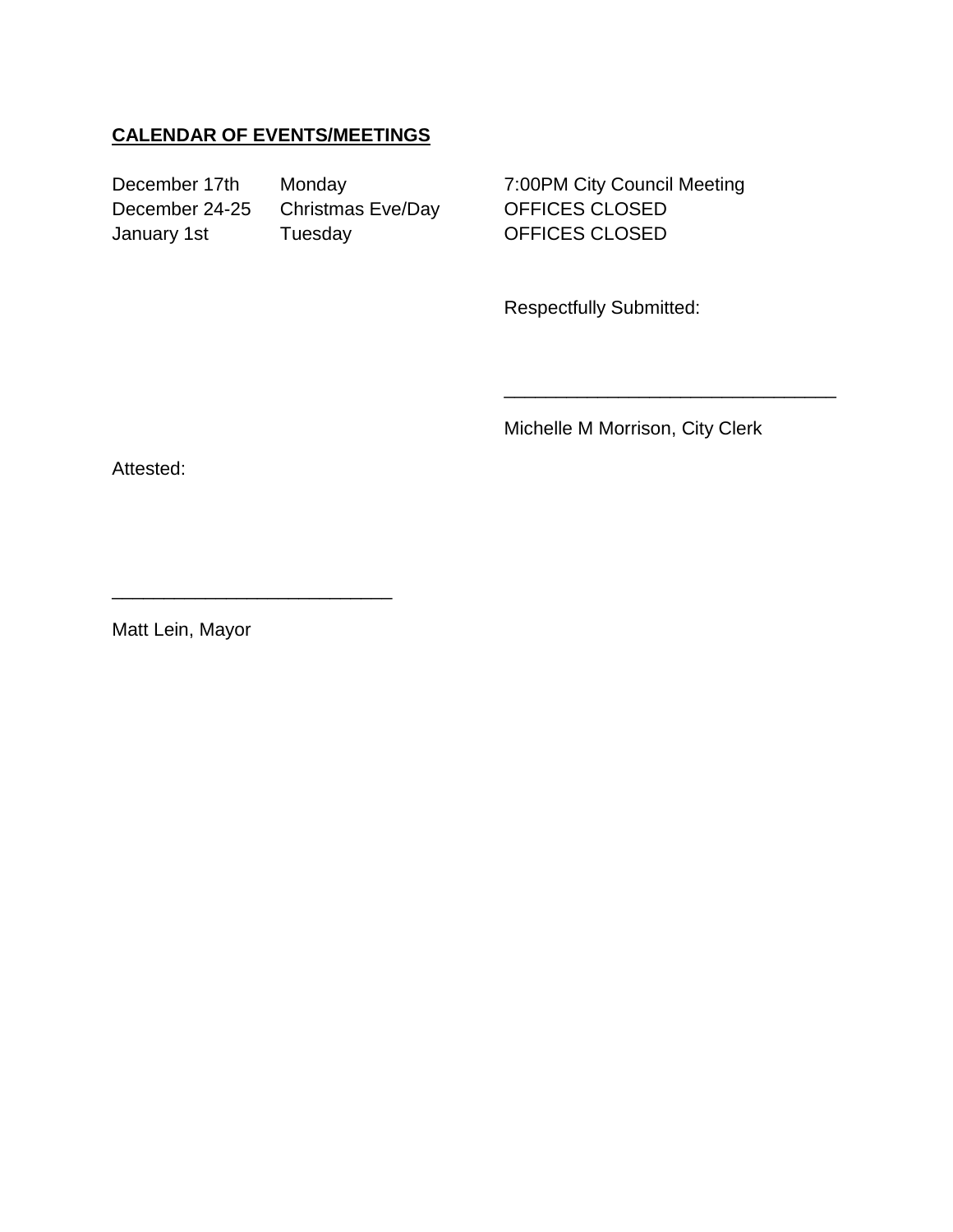**CALENDAR OF EVENTS/MEETINGS**

| | | |
|---|---|---|
| December 17th | Monday | 7:00PM City Council Meeting |
| December 24-25 | Christmas Eve/Day | OFFICES CLOSED |
| January 1st | Tuesday | OFFICES CLOSED |

Respectfully Submitted:

_________________________________

Michelle M Morrison, City Clerk

Attested:

____________________________

Matt Lein, Mayor